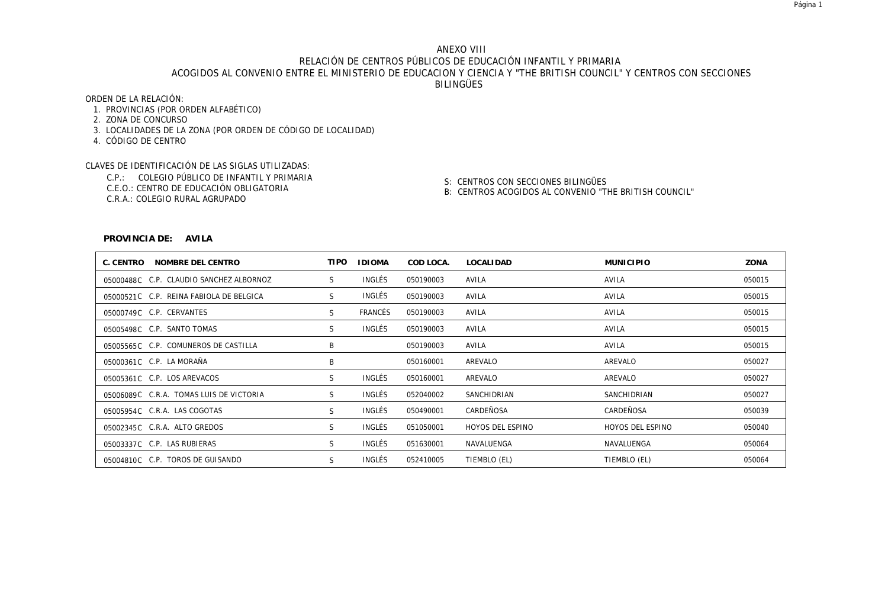# ANEXO VIII
## RELACIÓN DE CENTROS PÚBLICOS DE EDUCACIÓN INFANTIL Y PRIMARIA ACOGIDOS AL CONVENIO ENTRE EL MINISTERIO DE EDUCACION Y CIENCIA Y "THE BRITISH COUNCIL" Y CENTROS CON SECCIONES BILINGÜES

ORDEN DE LA RELACIÓN:

1. PROVINCIAS (POR ORDEN ALFABÉTICO)
2. ZONA DE CONCURSO
3. LOCALIDADES DE LA ZONA (POR ORDEN DE CÓDIGO DE LOCALIDAD)
4. CÓDIGO DE CENTRO

CLAVES DE IDENTIFICACIÓN DE LAS SIGLAS UTILIZADAS:

C.P.: COLEGIO PÚBLICO DE INFANTIL Y PRIMARIA
C.E.O.: CENTRO DE EDUCACIÓN OBLIGATORIA
C.R.A.: COLEGIO RURAL AGRUPADO

S: CENTROS CON SECCIONES BILINGÜES
B: CENTROS ACOGIDOS AL CONVENIO "THE BRITISH COUNCIL"

**PROVINCIA DE: AVILA**

| C. CENTRO | NOMBRE DEL CENTRO | TIPO | IDIOMA | COD LOCA. | LOCALIDAD | MUNICIPIO | ZONA |
|---|---|---|---|---|---|---|---|
| 05000488C | C.P. CLAUDIO SANCHEZ ALBORNOZ | S | INGLÉS | 050190003 | AVILA | AVILA | 050015 |
| 05000521C | C.P. REINA FABIOLA DE BELGICA | S | INGLÉS | 050190003 | AVILA | AVILA | 050015 |
| 05000749C | C.P. CERVANTES | S | FRANCÉS | 050190003 | AVILA | AVILA | 050015 |
| 05005498C | C.P. SANTO TOMAS | S | INGLÉS | 050190003 | AVILA | AVILA | 050015 |
| 05005565C | C.P. COMUNEROS DE CASTILLA | B | | 050190003 | AVILA | AVILA | 050015 |
| 05000361C | C.P. LA MORAÑA | B | | 050160001 | AREVALO | AREVALO | 050027 |
| 05005361C | C.P. LOS AREVACOS | S | INGLÉS | 050160001 | AREVALO | AREVALO | 050027 |
| 05006089C | C.R.A. TOMAS LUIS DE VICTORIA | S | INGLÉS | 052040002 | SANCHIDRIAN | SANCHIDRIAN | 050027 |
| 05005954C | C.R.A. LAS COGOTAS | S | INGLÉS | 050490001 | CARDEÑOSA | CARDEÑOSA | 050039 |
| 05002345C | C.R.A. ALTO GREDOS | S | INGLÉS | 051050001 | HOYOS DEL ESPINO | HOYOS DEL ESPINO | 050040 |
| 05003337C | C.P. LAS RUBIERAS | S | INGLÉS | 051630001 | NAVALUENGA | NAVALUENGA | 050064 |
| 05004810C | C.P. TOROS DE GUISANDO | S | INGLÉS | 052410005 | TIEMBLO (EL) | TIEMBLO (EL) | 050064 |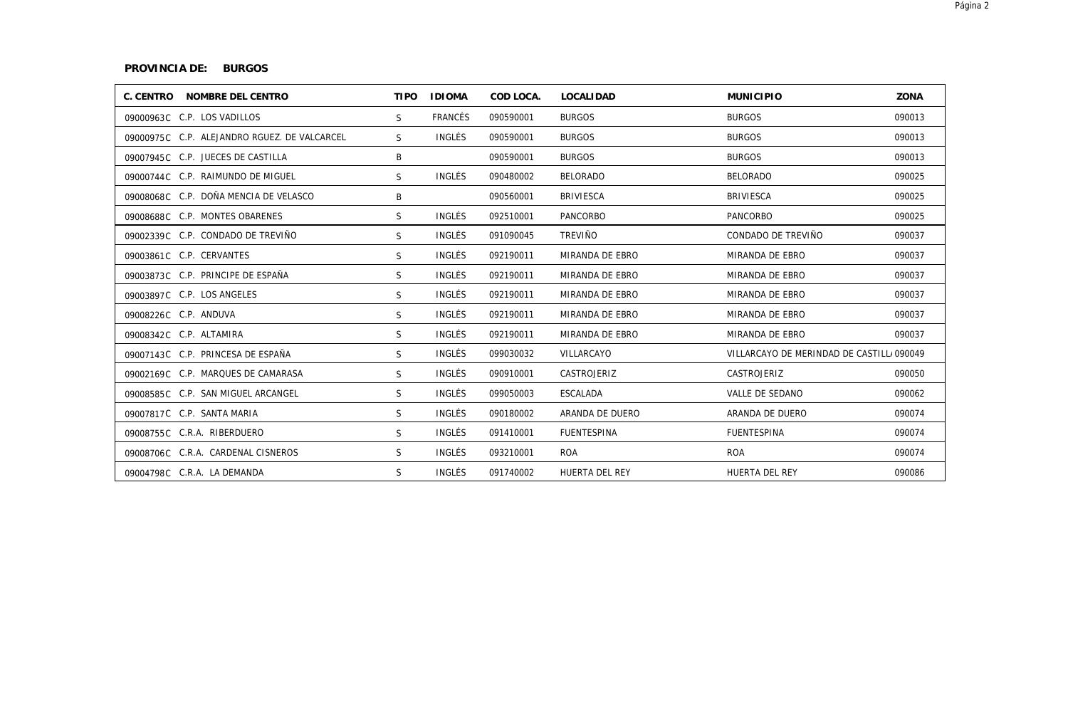**PROVINCIA DE: BURGOS**

| C. CENTRO | NOMBRE DEL CENTRO | TIPO | IDIOMA | COD LOCA. | LOCALIDAD | MUNICIPIO | ZONA |
|---|---|---|---|---|---|---|---|
| 09000963C | C.P. LOS VADILLOS | S | FRANCÉS | 090590001 | BURGOS | BURGOS | 090013 |
| 09000975C | C.P. ALEJANDRO RGUEZ. DE VALCARCEL | S | INGLÉS | 090590001 | BURGOS | BURGOS | 090013 |
| 09007945C | C.P. JUECES DE CASTILLA | B | | 090590001 | BURGOS | BURGOS | 090013 |
| 09000744C | C.P. RAIMUNDO DE MIGUEL | S | INGLÉS | 090480002 | BELORADO | BELORADO | 090025 |
| 09008068C | C.P. DOÑA MENCIA DE VELASCO | B | | 090560001 | BRIVIESCA | BRIVIESCA | 090025 |
| 09008688C | C.P. MONTES OBARENES | S | INGLÉS | 092510001 | PANCORBO | PANCORBO | 090025 |
| 09002339C | C.P. CONDADO DE TREVIÑO | S | INGLÉS | 091090045 | TREVIÑO | CONDADO DE TREVIÑO | 090037 |
| 09003861C | C.P. CERVANTES | S | INGLÉS | 092190011 | MIRANDA DE EBRO | MIRANDA DE EBRO | 090037 |
| 09003873C | C.P. PRINCIPE DE ESPAÑA | S | INGLÉS | 092190011 | MIRANDA DE EBRO | MIRANDA DE EBRO | 090037 |
| 09003897C | C.P. LOS ANGELES | S | INGLÉS | 092190011 | MIRANDA DE EBRO | MIRANDA DE EBRO | 090037 |
| 09008226C | C.P. ANDUVA | S | INGLÉS | 092190011 | MIRANDA DE EBRO | MIRANDA DE EBRO | 090037 |
| 09008342C | C.P. ALTAMIRA | S | INGLÉS | 092190011 | MIRANDA DE EBRO | MIRANDA DE EBRO | 090037 |
| 09007143C | C.P. PRINCESA DE ESPAÑA | S | INGLÉS | 099030032 | VILLARCAYO | VILLARCAYO DE MERINDAD DE CASTILL/ | 090049 |
| 09002169C | C.P. MARQUES DE CAMARASA | S | INGLÉS | 090910001 | CASTROJERIZ | CASTROJERIZ | 090050 |
| 09008585C | C.P. SAN MIGUEL ARCANGEL | S | INGLÉS | 099050003 | ESCALADA | VALLE DE SEDANO | 090062 |
| 09007817C | C.P. SANTA MARIA | S | INGLÉS | 090180002 | ARANDA DE DUERO | ARANDA DE DUERO | 090074 |
| 09008755C | C.R.A. RIBERDUERO | S | INGLÉS | 091410001 | FUENTESPINA | FUENTESPINA | 090074 |
| 09008706C | C.R.A. CARDENAL CISNEROS | S | INGLÉS | 093210001 | ROA | ROA | 090074 |
| 09004798C | C.R.A. LA DEMANDA | S | INGLÉS | 091740002 | HUERTA DEL REY | HUERTA DEL REY | 090086 |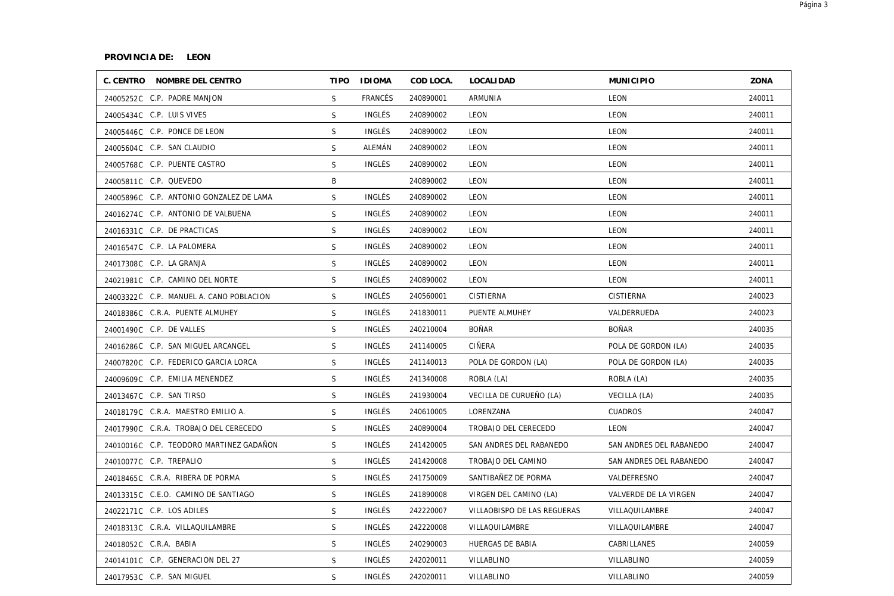**PROVINCIA DE: LEON**

| C. CENTRO | NOMBRE DEL CENTRO | TIPO | IDIOMA | COD LOCA. | LOCALIDAD | MUNICIPIO | ZONA |
|---|---|---|---|---|---|---|---|
| 24005252C | C.P. PADRE MANJON | S | FRANCÉS | 240890001 | ARMUNIA | LEON | 240011 |
| 24005434C | C.P. LUIS VIVES | S | INGLÉS | 240890002 | LEON | LEON | 240011 |
| 24005446C | C.P. PONCE DE LEON | S | INGLÉS | 240890002 | LEON | LEON | 240011 |
| 24005604C | C.P. SAN CLAUDIO | S | ALEMÁN | 240890002 | LEON | LEON | 240011 |
| 24005768C | C.P. PUENTE CASTRO | S | INGLÉS | 240890002 | LEON | LEON | 240011 |
| 24005811C | C.P. QUEVEDO | B | | 240890002 | LEON | LEON | 240011 |
| 24005896C | C.P. ANTONIO GONZALEZ DE LAMA | S | INGLÉS | 240890002 | LEON | LEON | 240011 |
| 24016274C | C.P. ANTONIO DE VALBUENA | S | INGLÉS | 240890002 | LEON | LEON | 240011 |
| 24016331C | C.P. DE PRACTICAS | S | INGLÉS | 240890002 | LEON | LEON | 240011 |
| 24016547C | C.P. LA PALOMERA | S | INGLÉS | 240890002 | LEON | LEON | 240011 |
| 24017308C | C.P. LA GRANJA | S | INGLÉS | 240890002 | LEON | LEON | 240011 |
| 24021981C | C.P. CAMINO DEL NORTE | S | INGLÉS | 240890002 | LEON | LEON | 240011 |
| 24003322C | C.P. MANUEL A. CANO POBLACION | S | INGLÉS | 240560001 | CISTIERNA | CISTIERNA | 240023 |
| 24018386C | C.R.A. PUENTE ALMUHEY | S | INGLÉS | 241830011 | PUENTE ALMUHEY | VALDERRUEDA | 240023 |
| 24001490C | C.P. DE VALLES | S | INGLÉS | 240210004 | BOÑAR | BOÑAR | 240035 |
| 24016286C | C.P. SAN MIGUEL ARCANGEL | S | INGLÉS | 241140005 | CIÑERA | POLA DE GORDON (LA) | 240035 |
| 24007820C | C.P. FEDERICO GARCIA LORCA | S | INGLÉS | 241140013 | POLA DE GORDON (LA) | POLA DE GORDON (LA) | 240035 |
| 24009609C | C.P. EMILIA MENENDEZ | S | INGLÉS | 241340008 | ROBLA (LA) | ROBLA (LA) | 240035 |
| 24013467C | C.P. SAN TIRSO | S | INGLÉS | 241930004 | VECILLA DE CURUEÑO (LA) | VECILLA (LA) | 240035 |
| 24018179C | C.R.A. MAESTRO EMILIO A. | S | INGLÉS | 240610005 | LORENZANA | CUADROS | 240047 |
| 24017990C | C.R.A. TROBAJO DEL CERECEDO | S | INGLÉS | 240890004 | TROBAJO DEL CERECEDO | LEON | 240047 |
| 24010016C | C.P. TEODORO MARTINEZ GADAÑON | S | INGLÉS | 241420005 | SAN ANDRES DEL RABANEDO | SAN ANDRES DEL RABANEDO | 240047 |
| 24010077C | C.P. TREPALIO | S | INGLÉS | 241420008 | TROBAJO DEL CAMINO | SAN ANDRES DEL RABANEDO | 240047 |
| 24018465C | C.R.A. RIBERA DE PORMA | S | INGLÉS | 241750009 | SANTIBAÑEZ DE PORMA | VALDEFRESNO | 240047 |
| 24013315C | C.E.O. CAMINO DE SANTIAGO | S | INGLÉS | 241890008 | VIRGEN DEL CAMINO (LA) | VALVERDE DE LA VIRGEN | 240047 |
| 24022171C | C.P. LOS ADILES | S | INGLÉS | 242220007 | VILLAOBISPO DE LAS REGUERAS | VILLAQUILAMBRE | 240047 |
| 24018313C | C.R.A. VILLAQUILAMBRE | S | INGLÉS | 242220008 | VILLAQUILAMBRE | VILLAQUILAMBRE | 240047 |
| 24018052C | C.R.A. BABIA | S | INGLÉS | 240290003 | HUERGAS DE BABIA | CABRILLANES | 240059 |
| 24014101C | C.P. GENERACION DEL 27 | S | INGLÉS | 242020011 | VILLABLINO | VILLABLINO | 240059 |
| 24017953C | C.P. SAN MIGUEL | S | INGLÉS | 242020011 | VILLABLINO | VILLABLINO | 240059 |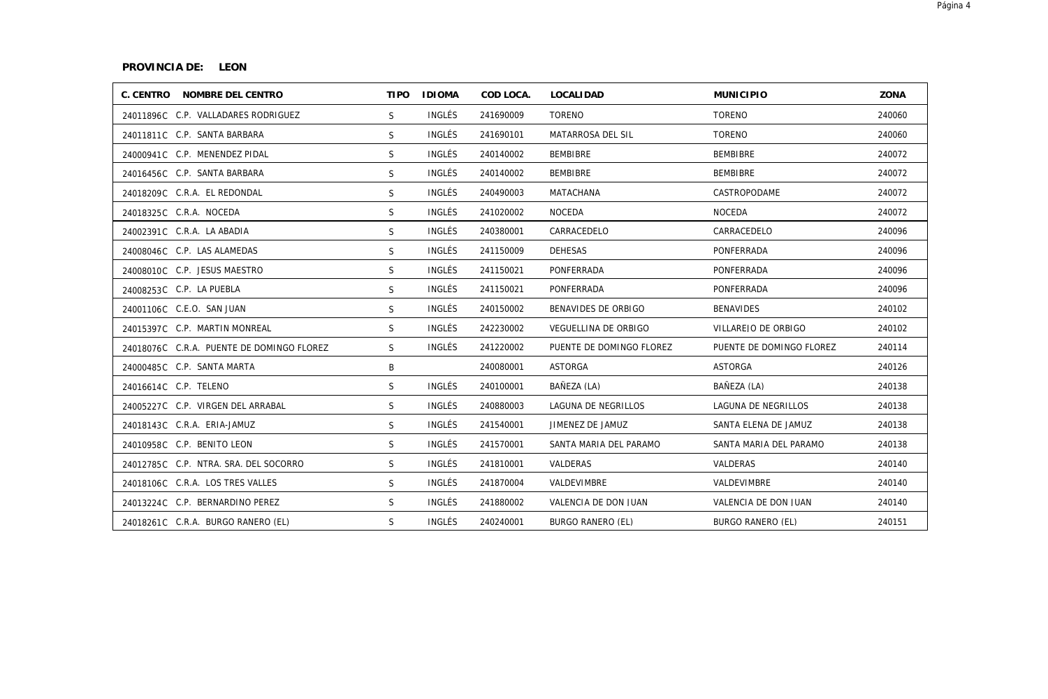**PROVINCIA DE: LEON**

| C. CENTRO | NOMBRE DEL CENTRO | TIPO | IDIOMA | COD LOCA. | LOCALIDAD | MUNICIPIO | ZONA |
|---|---|---|---|---|---|---|---|
| 24011896C | C.P. VALLADARES RODRIGUEZ | S | INGLÉS | 241690009 | TORENO | TORENO | 240060 |
| 24011811C | C.P. SANTA BARBARA | S | INGLÉS | 241690101 | MATARROSA DEL SIL | TORENO | 240060 |
| 24000941C | C.P. MENENDEZ PIDAL | S | INGLÉS | 240140002 | BEMBIBRE | BEMBIBRE | 240072 |
| 24016456C | C.P. SANTA BARBARA | S | INGLÉS | 240140002 | BEMBIBRE | BEMBIBRE | 240072 |
| 24018209C | C.R.A. EL REDONDAL | S | INGLÉS | 240490003 | MATACHANA | CASTROPODAME | 240072 |
| 24018325C | C.R.A. NOCEDA | S | INGLÉS | 241020002 | NOCEDA | NOCEDA | 240072 |
| 24002391C | C.R.A. LA ABADIA | S | INGLÉS | 240380001 | CARRACEDELO | CARRACEDELO | 240096 |
| 24008046C | C.P. LAS ALAMEDAS | S | INGLÉS | 241150009 | DEHESAS | PONFERRADA | 240096 |
| 24008010C | C.P. JESUS MAESTRO | S | INGLÉS | 241150021 | PONFERRADA | PONFERRADA | 240096 |
| 24008253C | C.P. LA PUEBLA | S | INGLÉS | 241150021 | PONFERRADA | PONFERRADA | 240096 |
| 24001106C | C.E.O. SAN JUAN | S | INGLÉS | 240150002 | BENAVIDES DE ORBIGO | BENAVIDES | 240102 |
| 24015397C | C.P. MARTIN MONREAL | S | INGLÉS | 242230002 | VEGUELLINA DE ORBIGO | VILLAREJO DE ORBIGO | 240102 |
| 24018076C | C.R.A. PUENTE DE DOMINGO FLOREZ | S | INGLÉS | 241220002 | PUENTE DE DOMINGO FLOREZ | PUENTE DE DOMINGO FLOREZ | 240114 |
| 24000485C | C.P. SANTA MARTA | B | | 240080001 | ASTORGA | ASTORGA | 240126 |
| 24016614C | C.P. TELENO | S | INGLÉS | 240100001 | BAÑEZA (LA) | BAÑEZA (LA) | 240138 |
| 24005227C | C.P. VIRGEN DEL ARRABAL | S | INGLÉS | 240880003 | LAGUNA DE NEGRILLOS | LAGUNA DE NEGRILLOS | 240138 |
| 24018143C | C.R.A. ERIA-JAMUZ | S | INGLÉS | 241540001 | JIMENEZ DE JAMUZ | SANTA ELENA DE JAMUZ | 240138 |
| 24010958C | C.P. BENITO LEON | S | INGLÉS | 241570001 | SANTA MARIA DEL PARAMO | SANTA MARIA DEL PARAMO | 240138 |
| 24012785C | C.P. NTRA. SRA. DEL SOCORRO | S | INGLÉS | 241810001 | VALDERAS | VALDERAS | 240140 |
| 24018106C | C.R.A. LOS TRES VALLES | S | INGLÉS | 241870004 | VALDEVIMBRE | VALDEVIMBRE | 240140 |
| 24013224C | C.P. BERNARDINO PEREZ | S | INGLÉS | 241880002 | VALENCIA DE DON JUAN | VALENCIA DE DON JUAN | 240140 |
| 24018261C | C.R.A. BURGO RANERO (EL) | S | INGLÉS | 240240001 | BURGO RANERO (EL) | BURGO RANERO (EL) | 240151 |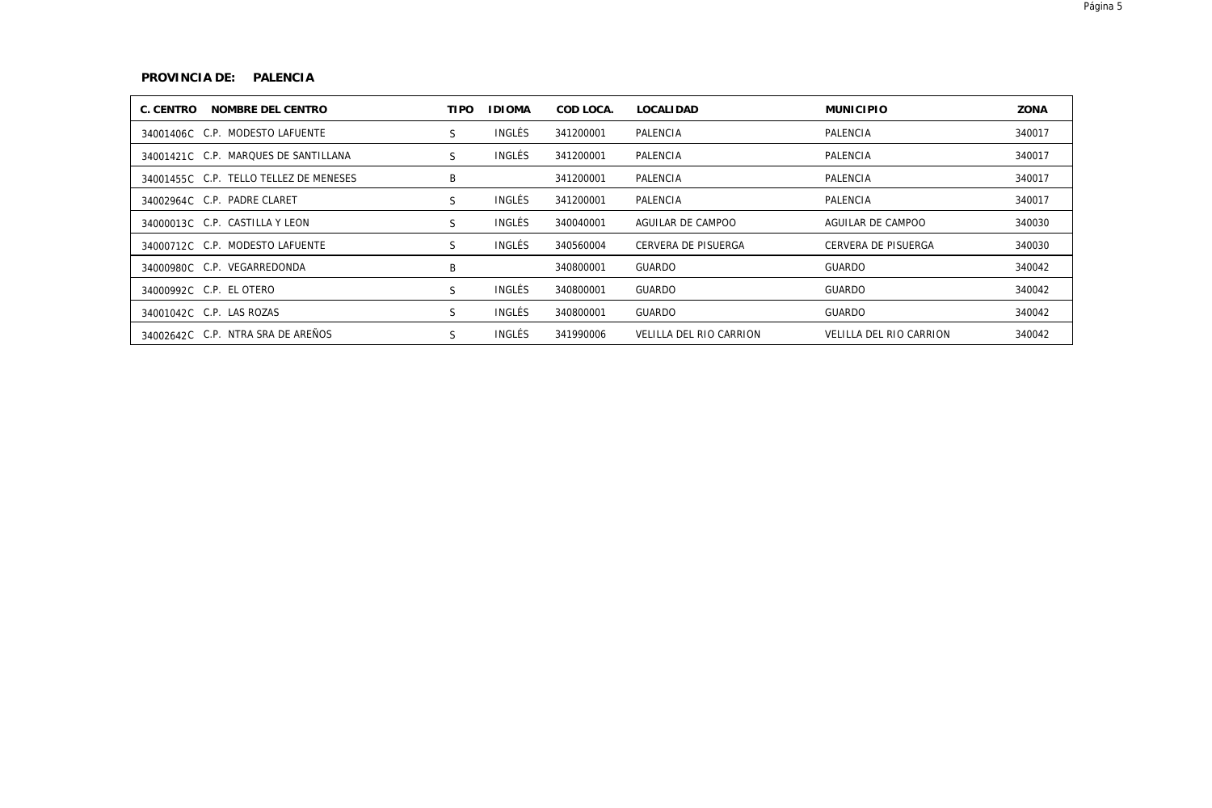**PROVINCIA DE: PALENCIA**

| C. CENTRO | NOMBRE DEL CENTRO | TIPO | IDIOMA | COD LOCA. | LOCALIDAD | MUNICIPIO | ZONA |
|---|---|---|---|---|---|---|---|
| 34001406C | C.P. MODESTO LAFUENTE | S | INGLÉS | 341200001 | PALENCIA | PALENCIA | 340017 |
| 34001421C | C.P. MARQUES DE SANTILLANA | S | INGLÉS | 341200001 | PALENCIA | PALENCIA | 340017 |
| 34001455C | C.P. TELLO TELLEZ DE MENESES | B | | 341200001 | PALENCIA | PALENCIA | 340017 |
| 34002964C | C.P. PADRE CLARET | S | INGLÉS | 341200001 | PALENCIA | PALENCIA | 340017 |
| 34000013C | C.P. CASTILLA Y LEON | S | INGLÉS | 340040001 | AGUILAR DE CAMPOO | AGUILAR DE CAMPOO | 340030 |
| 34000712C | C.P. MODESTO LAFUENTE | S | INGLÉS | 340560004 | CERVERA DE PISUERGA | CERVERA DE PISUERGA | 340030 |
| 34000980C | C.P. VEGARREDONDA | B | | 340800001 | GUARDO | GUARDO | 340042 |
| 34000992C | C.P. EL OTERO | S | INGLÉS | 340800001 | GUARDO | GUARDO | 340042 |
| 34001042C | C.P. LAS ROZAS | S | INGLÉS | 340800001 | GUARDO | GUARDO | 340042 |
| 34002642C | C.P. NTRA SRA DE AREÑOS | S | INGLÉS | 341990006 | VELILLA DEL RIO CARRION | VELILLA DEL RIO CARRION | 340042 |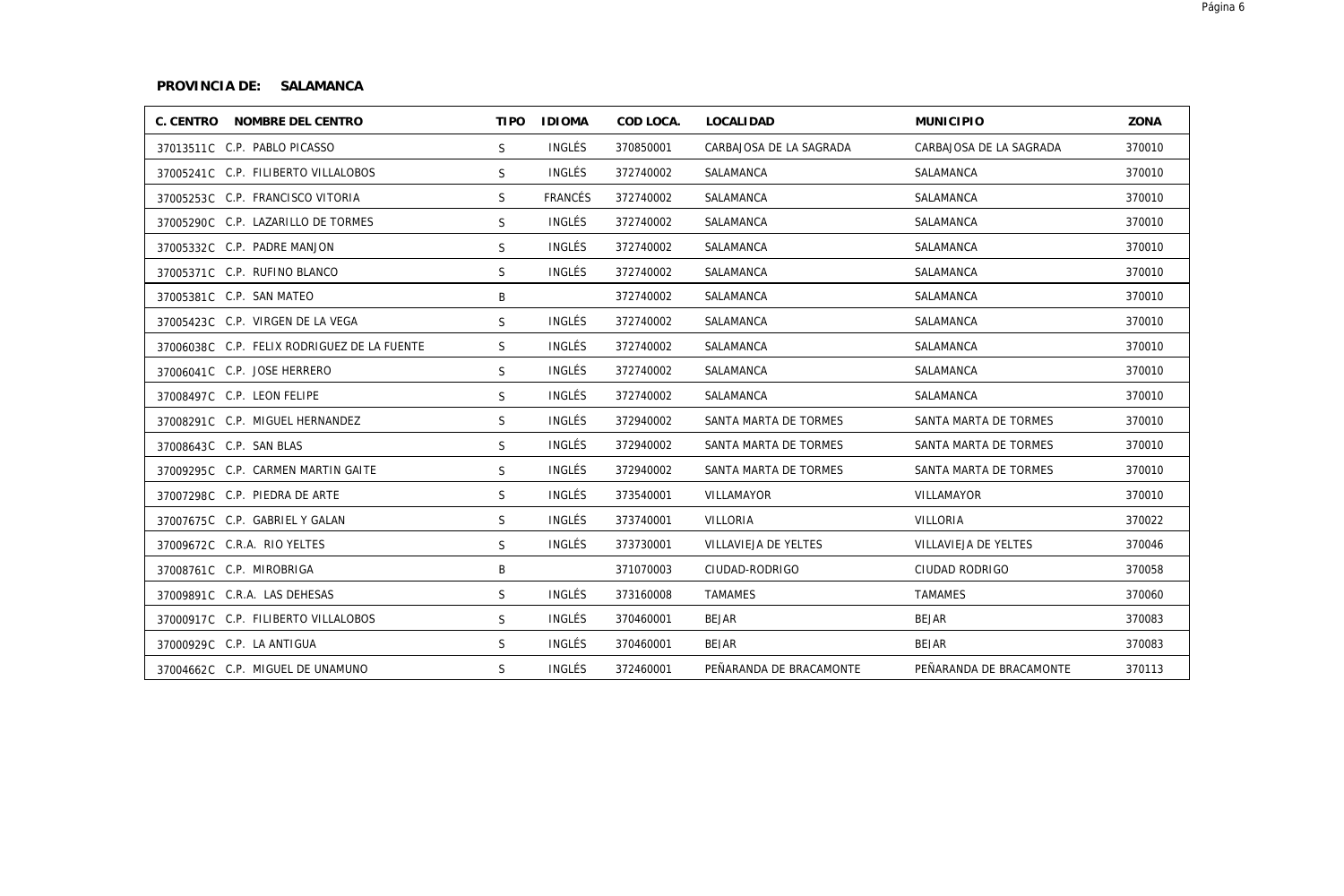**PROVINCIA DE: SALAMANCA**

| C. CENTRO | NOMBRE DEL CENTRO | TIPO | IDIOMA | COD LOCA. | LOCALIDAD | MUNICIPIO | ZONA |
|---|---|---|---|---|---|---|---|
| 37013511C | C.P. PABLO PICASSO | S | INGLÉS | 370850001 | CARBAJOSA DE LA SAGRADA | CARBAJOSA DE LA SAGRADA | 370010 |
| 37005241C | C.P. FILIBERTO VILLALOBOS | S | INGLÉS | 372740002 | SALAMANCA | SALAMANCA | 370010 |
| 37005253C | C.P. FRANCISCO VITORIA | S | FRANCÉS | 372740002 | SALAMANCA | SALAMANCA | 370010 |
| 37005290C | C.P. LAZARILLO DE TORMES | S | INGLÉS | 372740002 | SALAMANCA | SALAMANCA | 370010 |
| 37005332C | C.P. PADRE MANJON | S | INGLÉS | 372740002 | SALAMANCA | SALAMANCA | 370010 |
| 37005371C | C.P. RUFINO BLANCO | S | INGLÉS | 372740002 | SALAMANCA | SALAMANCA | 370010 |
| 37005381C | C.P. SAN MATEO | B | | 372740002 | SALAMANCA | SALAMANCA | 370010 |
| 37005423C | C.P. VIRGEN DE LA VEGA | S | INGLÉS | 372740002 | SALAMANCA | SALAMANCA | 370010 |
| 37006038C | C.P. FELIX RODRIGUEZ DE LA FUENTE | S | INGLÉS | 372740002 | SALAMANCA | SALAMANCA | 370010 |
| 37006041C | C.P. JOSE HERRERO | S | INGLÉS | 372740002 | SALAMANCA | SALAMANCA | 370010 |
| 37008497C | C.P. LEON FELIPE | S | INGLÉS | 372740002 | SALAMANCA | SALAMANCA | 370010 |
| 37008291C | C.P. MIGUEL HERNANDEZ | S | INGLÉS | 372940002 | SANTA MARTA DE TORMES | SANTA MARTA DE TORMES | 370010 |
| 37008643C | C.P. SAN BLAS | S | INGLÉS | 372940002 | SANTA MARTA DE TORMES | SANTA MARTA DE TORMES | 370010 |
| 37009295C | C.P. CARMEN MARTIN GAITE | S | INGLÉS | 372940002 | SANTA MARTA DE TORMES | SANTA MARTA DE TORMES | 370010 |
| 37007298C | C.P. PIEDRA DE ARTE | S | INGLÉS | 373540001 | VILLAMAYOR | VILLAMAYOR | 370010 |
| 37007675C | C.P. GABRIEL Y GALAN | S | INGLÉS | 373740001 | VILLORIA | VILLORIA | 370022 |
| 37009672C | C.R.A. RIO YELTES | S | INGLÉS | 373730001 | VILLAVIEJA DE YELTES | VILLAVIEJA DE YELTES | 370046 |
| 37008761C | C.P. MIROBRIGA | B | | 371070003 | CIUDAD-RODRIGO | CIUDAD RODRIGO | 370058 |
| 37009891C | C.R.A. LAS DEHESAS | S | INGLÉS | 373160008 | TAMAMES | TAMAMES | 370060 |
| 37000917C | C.P. FILIBERTO VILLALOBOS | S | INGLÉS | 370460001 | BEJAR | BEJAR | 370083 |
| 37000929C | C.P. LA ANTIGUA | S | INGLÉS | 370460001 | BEJAR | BEJAR | 370083 |
| 37004662C | C.P. MIGUEL DE UNAMUNO | S | INGLÉS | 372460001 | PEÑARANDA DE BRACAMONTE | PEÑARANDA DE BRACAMONTE | 370113 |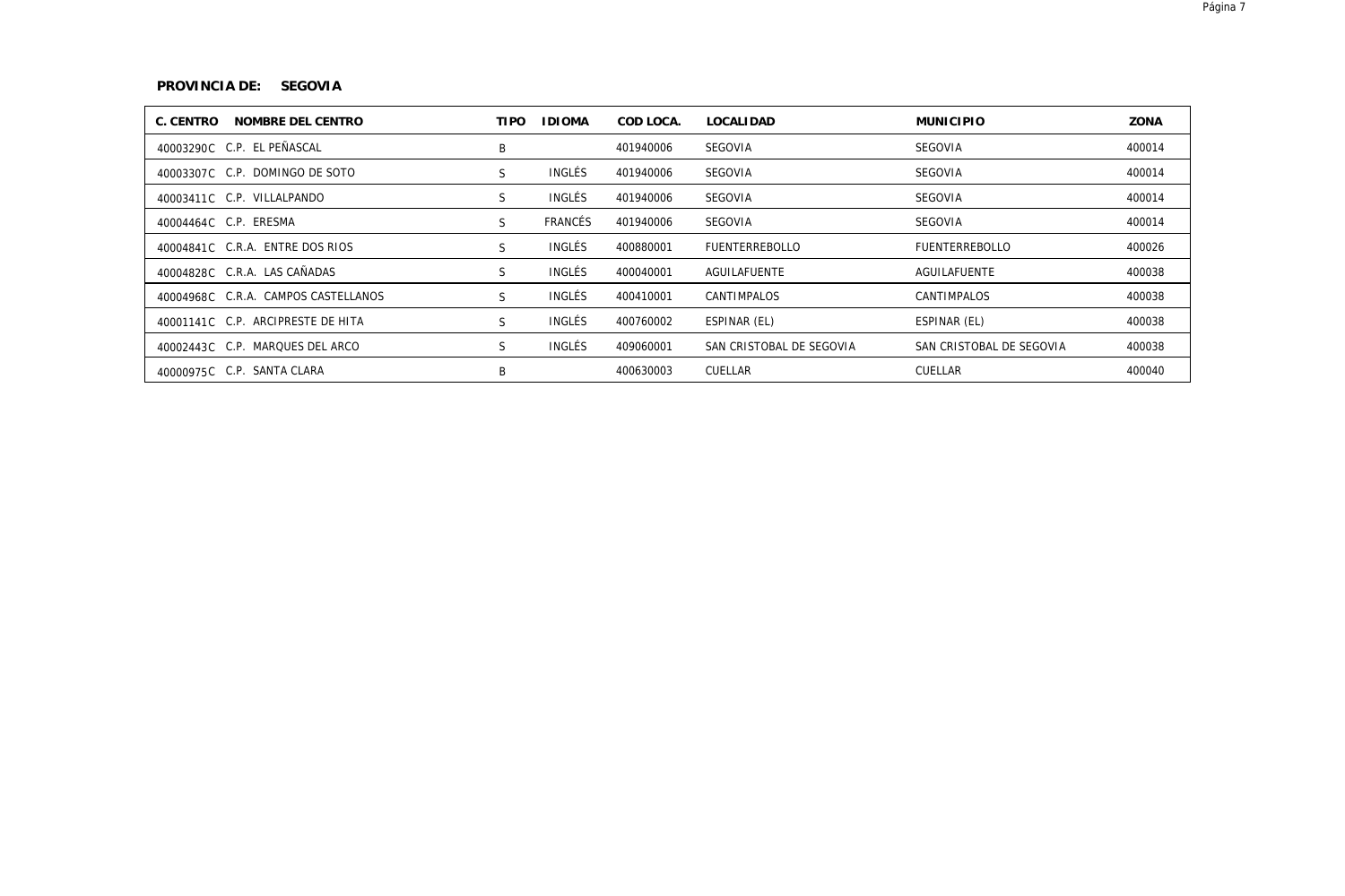**PROVINCIA DE: SEGOVIA**

| C. CENTRO | NOMBRE DEL CENTRO | TIPO | IDIOMA | COD LOCA. | LOCALIDAD | MUNICIPIO | ZONA |
|---|---|---|---|---|---|---|---|
| 40003290C | C.P. EL PEÑASCAL | B | | 401940006 | SEGOVIA | SEGOVIA | 400014 |
| 40003307C | C.P. DOMINGO DE SOTO | S | INGLÉS | 401940006 | SEGOVIA | SEGOVIA | 400014 |
| 40003411C | C.P. VILLALPANDO | S | INGLÉS | 401940006 | SEGOVIA | SEGOVIA | 400014 |
| 40004464C | C.P. ERESMA | S | FRANCÉS | 401940006 | SEGOVIA | SEGOVIA | 400014 |
| 40004841C | C.R.A. ENTRE DOS RIOS | S | INGLÉS | 400880001 | FUENTERREBOLLO | FUENTERREBOLLO | 400026 |
| 40004828C | C.R.A. LAS CAÑADAS | S | INGLÉS | 400040001 | AGUILAFUENTE | AGUILAFUENTE | 400038 |
| 40004968C | C.R.A. CAMPOS CASTELLANOS | S | INGLÉS | 400410001 | CANTIMPALOS | CANTIMPALOS | 400038 |
| 40001141C | C.P. ARCIPRESTE DE HITA | S | INGLÉS | 400760002 | ESPINAR (EL) | ESPINAR (EL) | 400038 |
| 40002443C | C.P. MARQUES DEL ARCO | S | INGLÉS | 409060001 | SAN CRISTOBAL DE SEGOVIA | SAN CRISTOBAL DE SEGOVIA | 400038 |
| 40000975C | C.P. SANTA CLARA | B | | 400630003 | CUELLAR | CUELLAR | 400040 |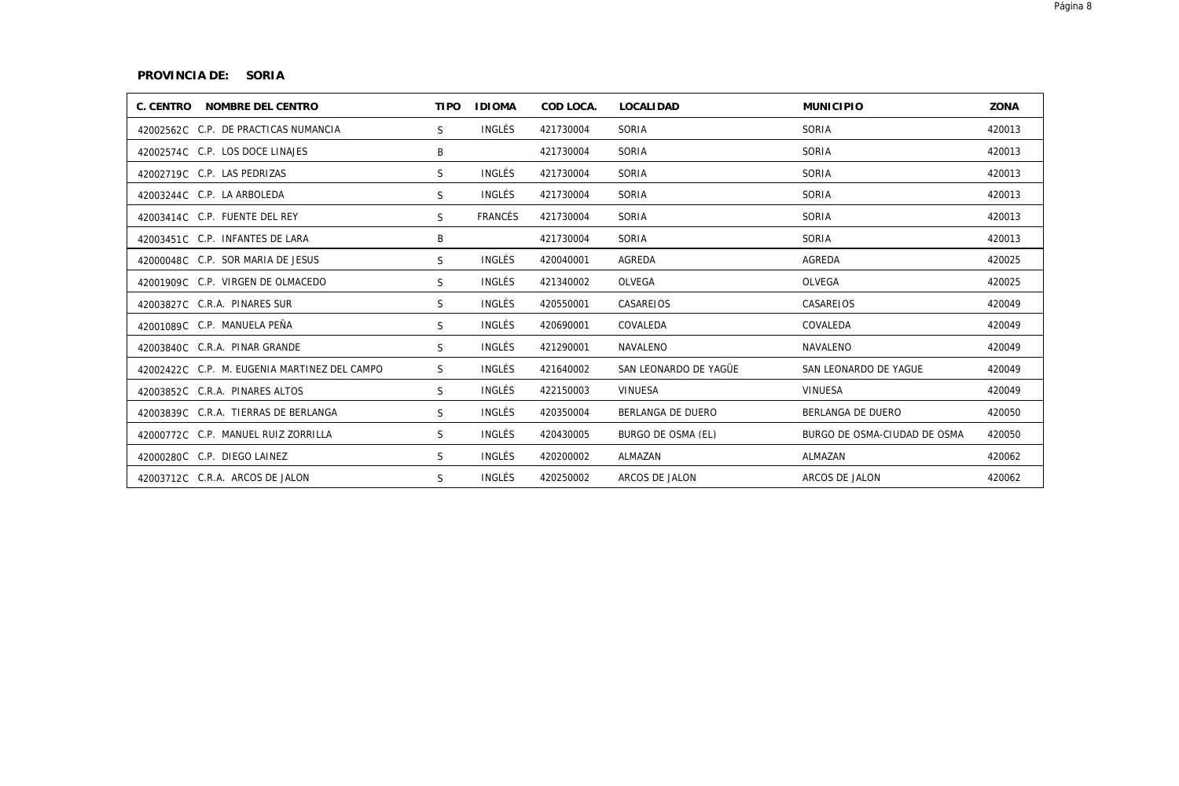**PROVINCIA DE: SORIA**

| C. CENTRO | NOMBRE DEL CENTRO | TIPO | IDIOMA | COD LOCA. | LOCALIDAD | MUNICIPIO | ZONA |
|---|---|---|---|---|---|---|---|
| 42002562C | C.P. DE PRACTICAS NUMANCIA | S | INGLÉS | 421730004 | SORIA | SORIA | 420013 |
| 42002574C | C.P. LOS DOCE LINAJES | B | | 421730004 | SORIA | SORIA | 420013 |
| 42002719C | C.P. LAS PEDRIZAS | S | INGLÉS | 421730004 | SORIA | SORIA | 420013 |
| 42003244C | C.P. LA ARBOLEDA | S | INGLÉS | 421730004 | SORIA | SORIA | 420013 |
| 42003414C | C.P. FUENTE DEL REY | S | FRANCÉS | 421730004 | SORIA | SORIA | 420013 |
| 42003451C | C.P. INFANTES DE LARA | B | | 421730004 | SORIA | SORIA | 420013 |
| 42000048C | C.P. SOR MARIA DE JESUS | S | INGLÉS | 420040001 | AGREDA | AGREDA | 420025 |
| 42001909C | C.P. VIRGEN DE OLMACEDO | S | INGLÉS | 421340002 | OLVEGA | OLVEGA | 420025 |
| 42003827C | C.R.A. PINARES SUR | S | INGLÉS | 420550001 | CASAREJOS | CASAREJOS | 420049 |
| 42001089C | C.P. MANUELA PEÑA | S | INGLÉS | 420690001 | COVALEDA | COVALEDA | 420049 |
| 42003840C | C.R.A. PINAR GRANDE | S | INGLÉS | 421290001 | NAVALENO | NAVALENO | 420049 |
| 42002422C | C.P. M. EUGENIA MARTINEZ DEL CAMPO | S | INGLÉS | 421640002 | SAN LEONARDO DE YAGÜE | SAN LEONARDO DE YAGUE | 420049 |
| 42003852C | C.R.A. PINARES ALTOS | S | INGLÉS | 422150003 | VINUESA | VINUESA | 420049 |
| 42003839C | C.R.A. TIERRAS DE BERLANGA | S | INGLÉS | 420350004 | BERLANGA DE DUERO | BERLANGA DE DUERO | 420050 |
| 42000772C | C.P. MANUEL RUIZ ZORRILLA | S | INGLÉS | 420430005 | BURGO DE OSMA (EL) | BURGO DE OSMA-CIUDAD DE OSMA | 420050 |
| 42000280C | C.P. DIEGO LAINEZ | S | INGLÉS | 420200002 | ALMAZAN | ALMAZAN | 420062 |
| 42003712C | C.R.A. ARCOS DE JALON | S | INGLÉS | 420250002 | ARCOS DE JALON | ARCOS DE JALON | 420062 |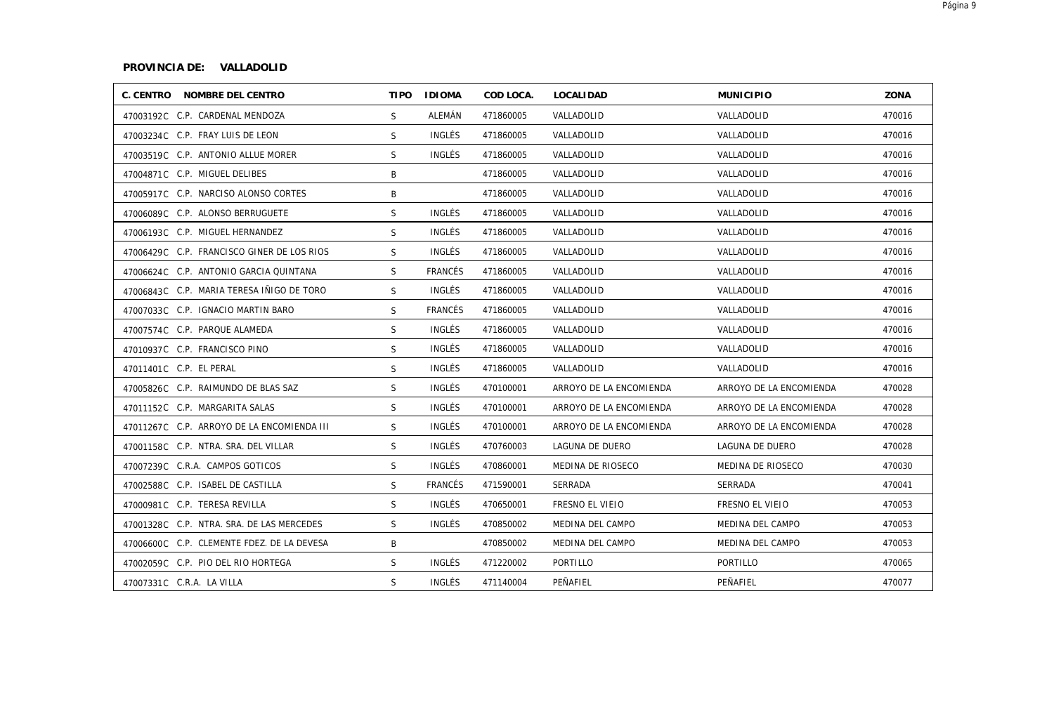**PROVINCIA DE: VALLADOLID**

| C. CENTRO | NOMBRE DEL CENTRO | TIPO | IDIOMA | COD LOCA. | LOCALIDAD | MUNICIPIO | ZONA |
|---|---|---|---|---|---|---|---|
| 47003192C | C.P. CARDENAL MENDOZA | S | ALEMÁN | 471860005 | VALLADOLID | VALLADOLID | 470016 |
| 47003234C | C.P. FRAY LUIS DE LEON | S | INGLÉS | 471860005 | VALLADOLID | VALLADOLID | 470016 |
| 47003519C | C.P. ANTONIO ALLUE MORER | S | INGLÉS | 471860005 | VALLADOLID | VALLADOLID | 470016 |
| 47004871C | C.P. MIGUEL DELIBES | B | | 471860005 | VALLADOLID | VALLADOLID | 470016 |
| 47005917C | C.P. NARCISO ALONSO CORTES | B | | 471860005 | VALLADOLID | VALLADOLID | 470016 |
| 47006089C | C.P. ALONSO BERRUGUETE | S | INGLÉS | 471860005 | VALLADOLID | VALLADOLID | 470016 |
| 47006193C | C.P. MIGUEL HERNANDEZ | S | INGLÉS | 471860005 | VALLADOLID | VALLADOLID | 470016 |
| 47006429C | C.P. FRANCISCO GINER DE LOS RIOS | S | INGLÉS | 471860005 | VALLADOLID | VALLADOLID | 470016 |
| 47006624C | C.P. ANTONIO GARCIA QUINTANA | S | FRANCÉS | 471860005 | VALLADOLID | VALLADOLID | 470016 |
| 47006843C | C.P. MARIA TERESA IÑIGO DE TORO | S | INGLÉS | 471860005 | VALLADOLID | VALLADOLID | 470016 |
| 47007033C | C.P. IGNACIO MARTIN BARO | S | FRANCÉS | 471860005 | VALLADOLID | VALLADOLID | 470016 |
| 47007574C | C.P. PARQUE ALAMEDA | S | INGLÉS | 471860005 | VALLADOLID | VALLADOLID | 470016 |
| 47010937C | C.P. FRANCISCO PINO | S | INGLÉS | 471860005 | VALLADOLID | VALLADOLID | 470016 |
| 47011401C | C.P. EL PERAL | S | INGLÉS | 471860005 | VALLADOLID | VALLADOLID | 470016 |
| 47005826C | C.P. RAIMUNDO DE BLAS SAZ | S | INGLÉS | 470100001 | ARROYO DE LA ENCOMIENDA | ARROYO DE LA ENCOMIENDA | 470028 |
| 47011152C | C.P. MARGARITA SALAS | S | INGLÉS | 470100001 | ARROYO DE LA ENCOMIENDA | ARROYO DE LA ENCOMIENDA | 470028 |
| 47011267C | C.P. ARROYO DE LA ENCOMIENDA III | S | INGLÉS | 470100001 | ARROYO DE LA ENCOMIENDA | ARROYO DE LA ENCOMIENDA | 470028 |
| 47001158C | C.P. NTRA. SRA. DEL VILLAR | S | INGLÉS | 470760003 | LAGUNA DE DUERO | LAGUNA DE DUERO | 470028 |
| 47007239C | C.R.A. CAMPOS GOTICOS | S | INGLÉS | 470860001 | MEDINA DE RIOSECO | MEDINA DE RIOSECO | 470030 |
| 47002588C | C.P. ISABEL DE CASTILLA | S | FRANCÉS | 471590001 | SERRADA | SERRADA | 470041 |
| 47000981C | C.P. TERESA REVILLA | S | INGLÉS | 470650001 | FRESNO EL VIEJO | FRESNO EL VIEJO | 470053 |
| 47001328C | C.P. NTRA. SRA. DE LAS MERCEDES | S | INGLÉS | 470850002 | MEDINA DEL CAMPO | MEDINA DEL CAMPO | 470053 |
| 47006600C | C.P. CLEMENTE FDEZ. DE LA DEVESA | B | | 470850002 | MEDINA DEL CAMPO | MEDINA DEL CAMPO | 470053 |
| 47002059C | C.P. PIO DEL RIO HORTEGA | S | INGLÉS | 471220002 | PORTILLO | PORTILLO | 470065 |
| 47007331C | C.R.A. LA VILLA | S | INGLÉS | 471140004 | PEÑAFIEL | PEÑAFIEL | 470077 |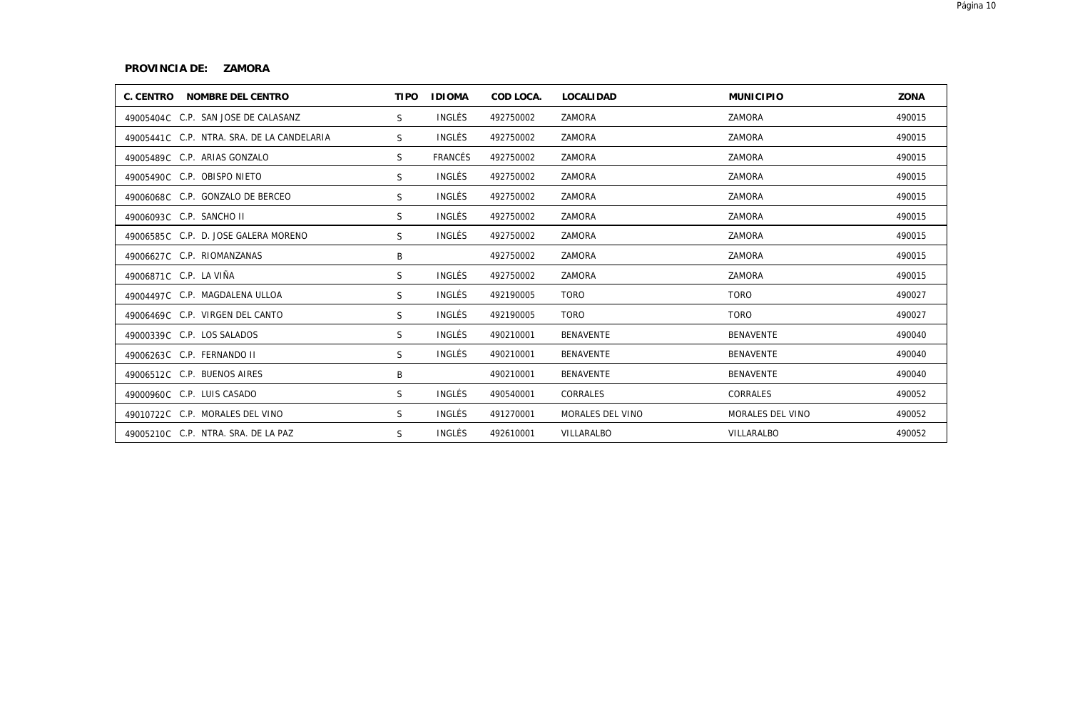**PROVINCIA DE: ZAMORA**

| C. CENTRO | NOMBRE DEL CENTRO | TIPO | IDIOMA | COD LOCA. | LOCALIDAD | MUNICIPIO | ZONA |
|---|---|---|---|---|---|---|---|
| 49005404C | C.P. SAN JOSE DE CALASANZ | S | INGLÉS | 492750002 | ZAMORA | ZAMORA | 490015 |
| 49005441C | C.P. NTRA. SRA. DE LA CANDELARIA | S | INGLÉS | 492750002 | ZAMORA | ZAMORA | 490015 |
| 49005489C | C.P. ARIAS GONZALO | S | FRANCÉS | 492750002 | ZAMORA | ZAMORA | 490015 |
| 49005490C | C.P. OBISPO NIETO | S | INGLÉS | 492750002 | ZAMORA | ZAMORA | 490015 |
| 49006068C | C.P. GONZALO DE BERCEO | S | INGLÉS | 492750002 | ZAMORA | ZAMORA | 490015 |
| 49006093C | C.P. SANCHO II | S | INGLÉS | 492750002 | ZAMORA | ZAMORA | 490015 |
| 49006585C | C.P. D. JOSE GALERA MORENO | S | INGLÉS | 492750002 | ZAMORA | ZAMORA | 490015 |
| 49006627C | C.P. RIOMANZANAS | B | | 492750002 | ZAMORA | ZAMORA | 490015 |
| 49006871C | C.P. LA VIÑA | S | INGLÉS | 492750002 | ZAMORA | ZAMORA | 490015 |
| 49004497C | C.P. MAGDALENA ULLOA | S | INGLÉS | 492190005 | TORO | TORO | 490027 |
| 49006469C | C.P. VIRGEN DEL CANTO | S | INGLÉS | 492190005 | TORO | TORO | 490027 |
| 49000339C | C.P. LOS SALADOS | S | INGLÉS | 490210001 | BENAVENTE | BENAVENTE | 490040 |
| 49006263C | C.P. FERNANDO II | S | INGLÉS | 490210001 | BENAVENTE | BENAVENTE | 490040 |
| 49006512C | C.P. BUENOS AIRES | B | | 490210001 | BENAVENTE | BENAVENTE | 490040 |
| 49000960C | C.P. LUIS CASADO | S | INGLÉS | 490540001 | CORRALES | CORRALES | 490052 |
| 49010722C | C.P. MORALES DEL VINO | S | INGLÉS | 491270001 | MORALES DEL VINO | MORALES DEL VINO | 490052 |
| 49005210C | C.P. NTRA. SRA. DE LA PAZ | S | INGLÉS | 492610001 | VILLARALBO | VILLARALBO | 490052 |